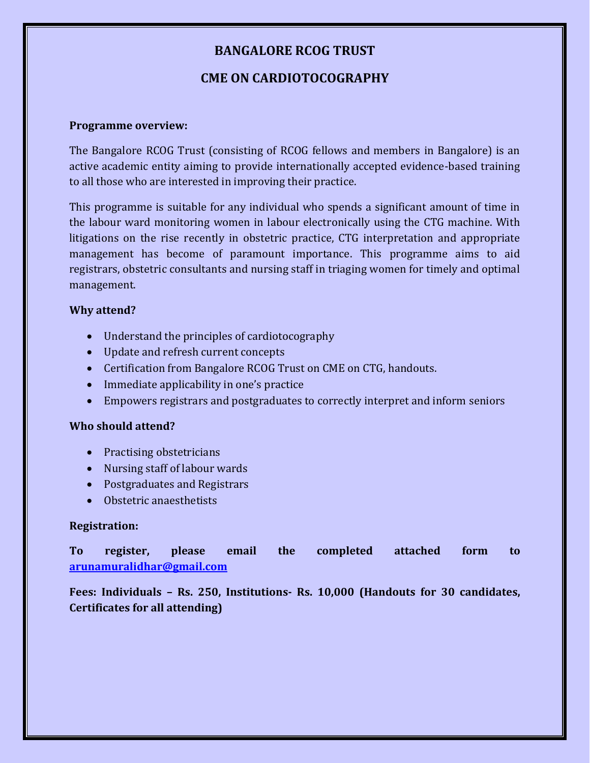# BANGALORE RCOG TRUST

## CME ON CARDIOTOCOGRAPHY

**Programme overview:**

The Bangalore RCOG Trust (consisting of RCOG fellows and members in Bangalore) is an active academic entity aiming to provide internationally accepted evidence-based training to all those who are interested in improving their practice.

This programme is suitable for any individual who spends a significant amount of time in the labour ward monitoring women in labour electronically using the CTG machine. With litigations on the rise recently in obstetric practice, CTG interpretation and appropriate management has become of paramount importance. This programme aims to aid registrars, obstetric consultants and nursing staff in triaging women for timely and optimal management.

**Why attend?**

- Understand the principles of cardiotocography
- Update and refresh current concepts
- Certification from Bangalore RCOG Trust on CME on CTG, handouts.
- Immediate applicability in one's practice
- Empowers registrars and postgraduates to correctly interpret and inform seniors

**Who should attend?**

- Practising obstetricians
- Nursing staff of labour wards
- Postgraduates and Registrars
- Obstetric anaesthetists

**Registration:**

**To register, please email the completed attached form to [arunamuralidhar@gmail.com](mailto:arunamuralidhar@gmail.com)**

**Fees: Individuals – Rs. 250, Institutions- Rs. 10,000 (Handouts for 30 candidates, Certificates for all attending)**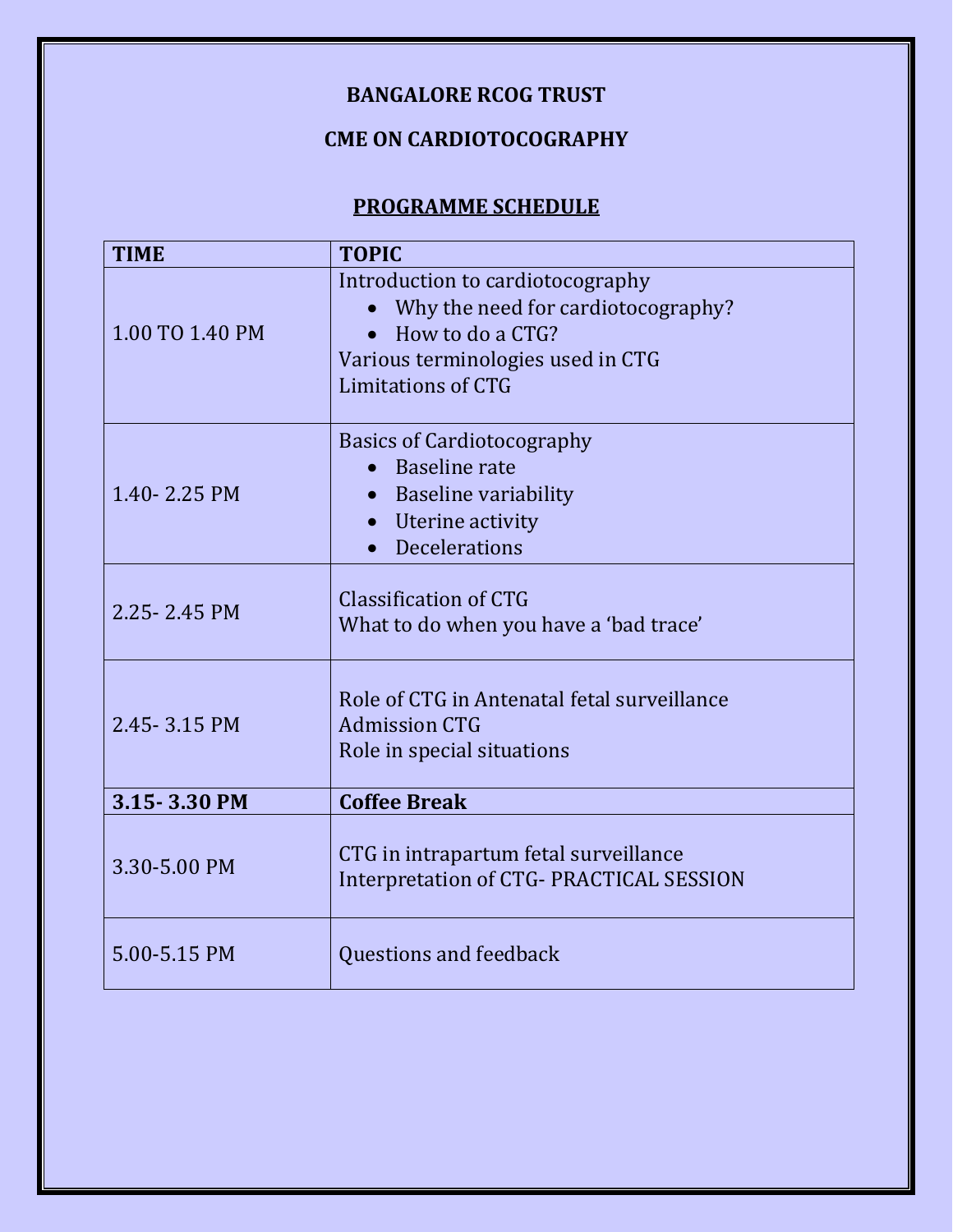**BANGALORE RCOG TRUST**

**CME ON CARDIOTOCOGRAPHY**

## PROGRAMME SCHEDULE

| TIME | TOPIC |
|---|---|
| 1.00 TO 1.40 PM | Introduction to cardiotocography<br>• Why the need for cardiotocography?<br>• How to do a CTG?<br>Various terminologies used in CTG<br>Limitations of CTG |
| 1.40- 2.25 PM | Basics of Cardiotocography<br>• Baseline rate<br>• Baseline variability<br>• Uterine activity<br>• Decelerations |
| 2.25- 2.45 PM | Classification of CTG<br>What to do when you have a 'bad trace' |
| 2.45- 3.15 PM | Role of CTG in Antenatal fetal surveillance<br>Admission CTG<br>Role in special situations |
| **3.15- 3.30 PM** | **Coffee Break** |
| 3.30-5.00 PM | CTG in intrapartum fetal surveillance<br>Interpretation of CTG- PRACTICAL SESSION |
| 5.00-5.15 PM | Questions and feedback |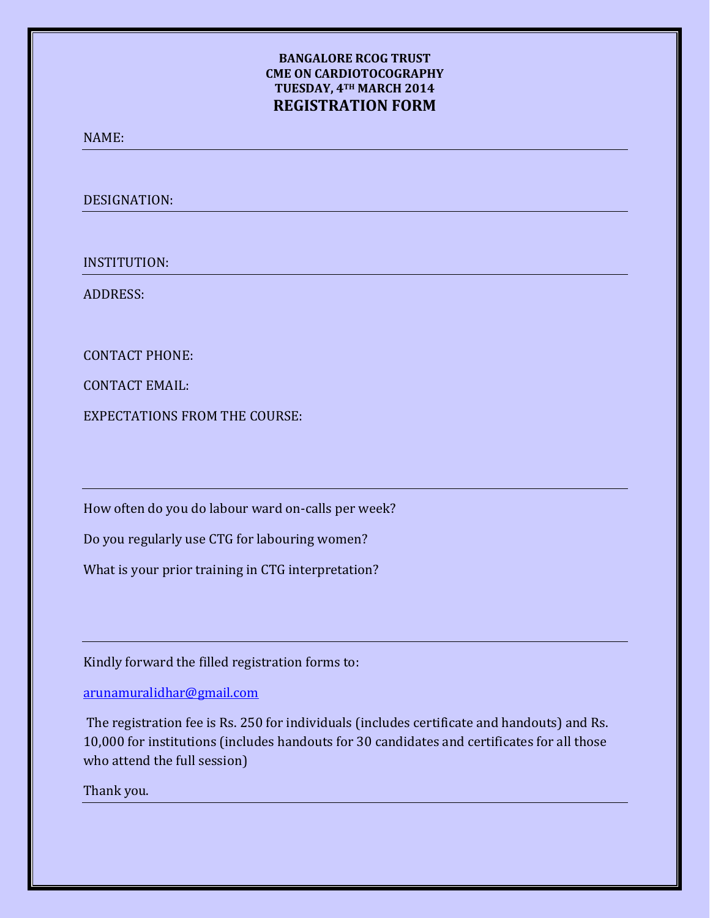**BANGALORE RCOG TRUST**
**CME ON CARDIOTOCOGRAPHY**
**TUESDAY, 4TH MARCH 2014**

# REGISTRATION FORM

NAME:

---

DESIGNATION:

---

INSTITUTION:

---

ADDRESS:

CONTACT PHONE:

CONTACT EMAIL:

EXPECTATIONS FROM THE COURSE:

---

How often do you do labour ward on-calls per week?

Do you regularly use CTG for labouring women?

What is your prior training in CTG interpretation?

---

Kindly forward the filled registration forms to:

arunamuralidhar@gmail.com

The registration fee is Rs. 250 for individuals (includes certificate and handouts) and Rs. 10,000 for institutions (includes handouts for 30 candidates and certificates for all those who attend the full session)

Thank you.

---